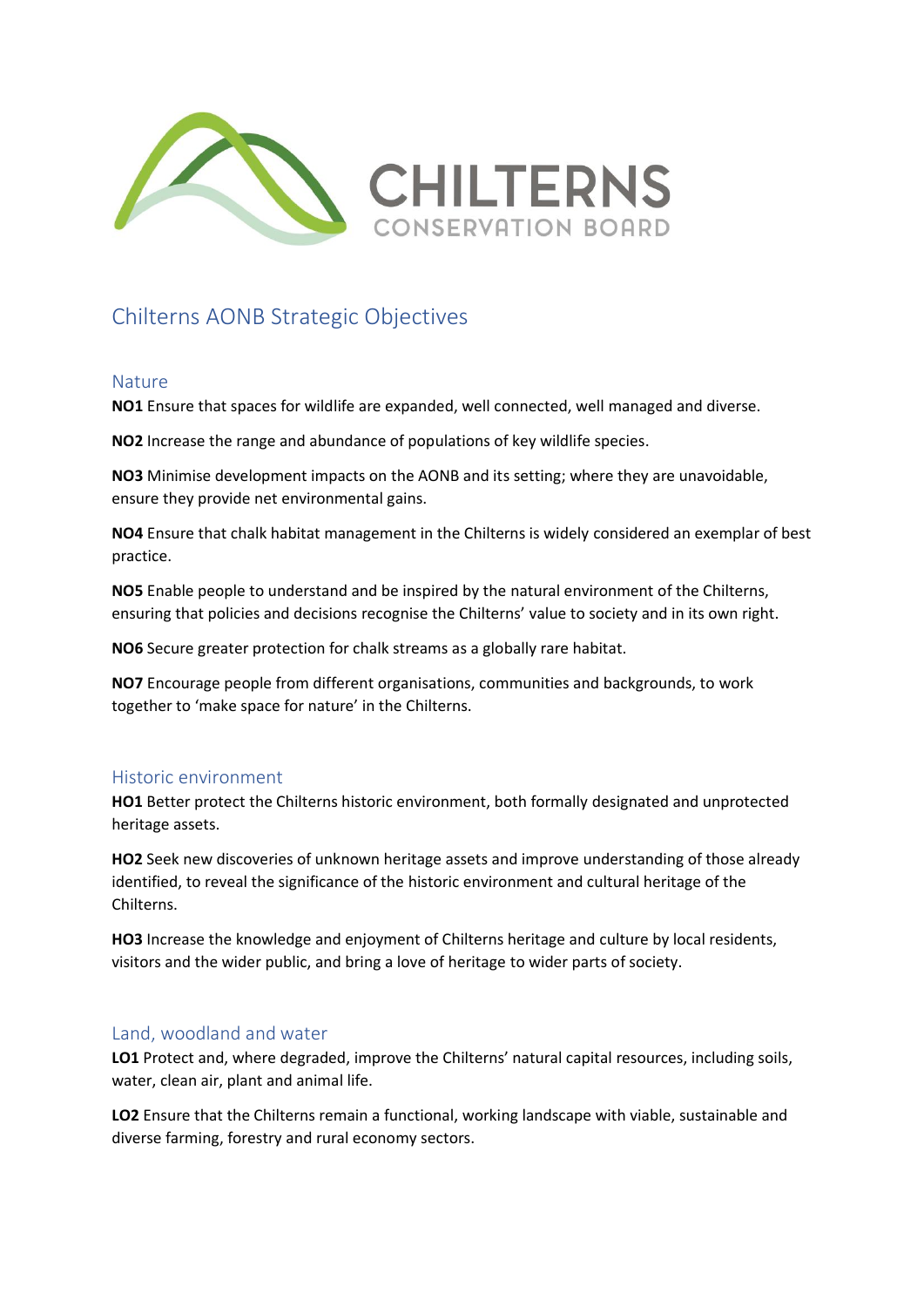CHILTERNS
CONSERVATION BOARD

# Chilterns AONB Strategic Objectives

## Nature

**NO1** Ensure that spaces for wildlife are expanded, well connected, well managed and diverse.

**NO2** Increase the range and abundance of populations of key wildlife species.

**NO3** Minimise development impacts on the AONB and its setting; where they are unavoidable, ensure they provide net environmental gains.

**NO4** Ensure that chalk habitat management in the Chilterns is widely considered an exemplar of best practice.

**NO5** Enable people to understand and be inspired by the natural environment of the Chilterns, ensuring that policies and decisions recognise the Chilterns' value to society and in its own right.

**NO6** Secure greater protection for chalk streams as a globally rare habitat.

**NO7** Encourage people from different organisations, communities and backgrounds, to work together to 'make space for nature' in the Chilterns.

## Historic environment

**HO1** Better protect the Chilterns historic environment, both formally designated and unprotected heritage assets.

**HO2** Seek new discoveries of unknown heritage assets and improve understanding of those already identified, to reveal the significance of the historic environment and cultural heritage of the Chilterns.

**HO3** Increase the knowledge and enjoyment of Chilterns heritage and culture by local residents, visitors and the wider public, and bring a love of heritage to wider parts of society.

## Land, woodland and water

**LO1** Protect and, where degraded, improve the Chilterns' natural capital resources, including soils, water, clean air, plant and animal life.

**LO2** Ensure that the Chilterns remain a functional, working landscape with viable, sustainable and diverse farming, forestry and rural economy sectors.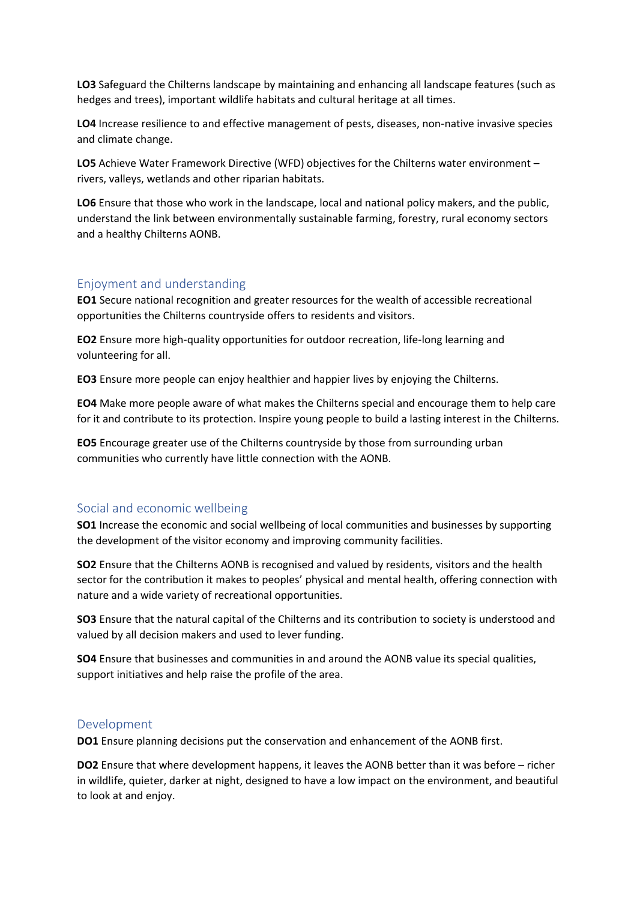**LO3** Safeguard the Chilterns landscape by maintaining and enhancing all landscape features (such as hedges and trees), important wildlife habitats and cultural heritage at all times.

**LO4** Increase resilience to and effective management of pests, diseases, non-native invasive species and climate change.

**LO5** Achieve Water Framework Directive (WFD) objectives for the Chilterns water environment – rivers, valleys, wetlands and other riparian habitats.

**LO6** Ensure that those who work in the landscape, local and national policy makers, and the public, understand the link between environmentally sustainable farming, forestry, rural economy sectors and a healthy Chilterns AONB.

## Enjoyment and understanding

**EO1** Secure national recognition and greater resources for the wealth of accessible recreational opportunities the Chilterns countryside offers to residents and visitors.

**EO2** Ensure more high-quality opportunities for outdoor recreation, life-long learning and volunteering for all.

**EO3** Ensure more people can enjoy healthier and happier lives by enjoying the Chilterns.

**EO4** Make more people aware of what makes the Chilterns special and encourage them to help care for it and contribute to its protection. Inspire young people to build a lasting interest in the Chilterns.

**EO5** Encourage greater use of the Chilterns countryside by those from surrounding urban communities who currently have little connection with the AONB.

## Social and economic wellbeing

**SO1** Increase the economic and social wellbeing of local communities and businesses by supporting the development of the visitor economy and improving community facilities.

**SO2** Ensure that the Chilterns AONB is recognised and valued by residents, visitors and the health sector for the contribution it makes to peoples' physical and mental health, offering connection with nature and a wide variety of recreational opportunities.

**SO3** Ensure that the natural capital of the Chilterns and its contribution to society is understood and valued by all decision makers and used to lever funding.

**SO4** Ensure that businesses and communities in and around the AONB value its special qualities, support initiatives and help raise the profile of the area.

## Development

**DO1** Ensure planning decisions put the conservation and enhancement of the AONB first.

**DO2** Ensure that where development happens, it leaves the AONB better than it was before – richer in wildlife, quieter, darker at night, designed to have a low impact on the environment, and beautiful to look at and enjoy.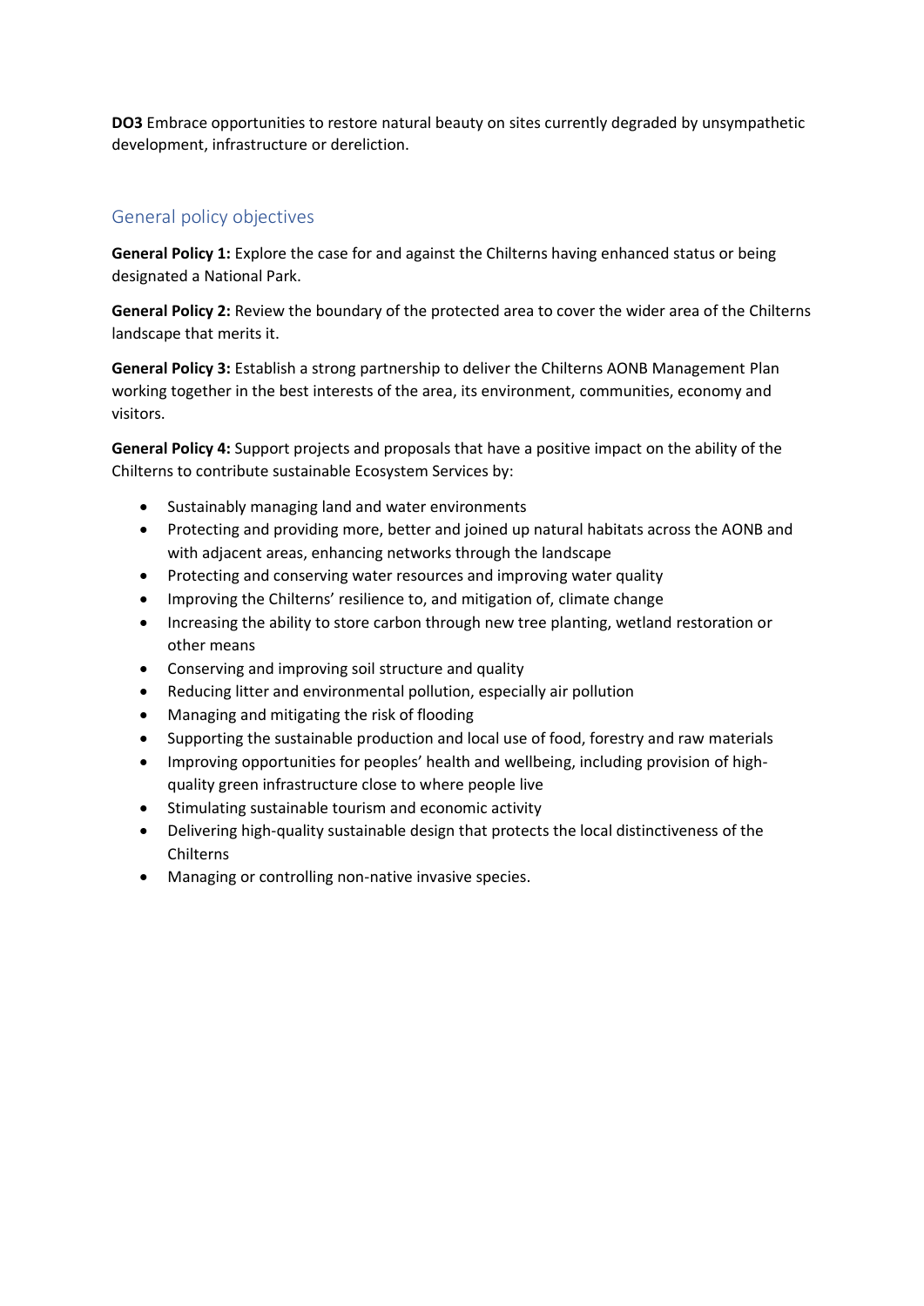**DO3** Embrace opportunities to restore natural beauty on sites currently degraded by unsympathetic development, infrastructure or dereliction.

## General policy objectives

**General Policy 1:** Explore the case for and against the Chilterns having enhanced status or being designated a National Park.

**General Policy 2:** Review the boundary of the protected area to cover the wider area of the Chilterns landscape that merits it.

**General Policy 3:** Establish a strong partnership to deliver the Chilterns AONB Management Plan working together in the best interests of the area, its environment, communities, economy and visitors.

**General Policy 4:** Support projects and proposals that have a positive impact on the ability of the Chilterns to contribute sustainable Ecosystem Services by:

- Sustainably managing land and water environments
- Protecting and providing more, better and joined up natural habitats across the AONB and with adjacent areas, enhancing networks through the landscape
- Protecting and conserving water resources and improving water quality
- Improving the Chilterns' resilience to, and mitigation of, climate change
- Increasing the ability to store carbon through new tree planting, wetland restoration or other means
- Conserving and improving soil structure and quality
- Reducing litter and environmental pollution, especially air pollution
- Managing and mitigating the risk of flooding
- Supporting the sustainable production and local use of food, forestry and raw materials
- Improving opportunities for peoples' health and wellbeing, including provision of high-quality green infrastructure close to where people live
- Stimulating sustainable tourism and economic activity
- Delivering high-quality sustainable design that protects the local distinctiveness of the Chilterns
- Managing or controlling non-native invasive species.